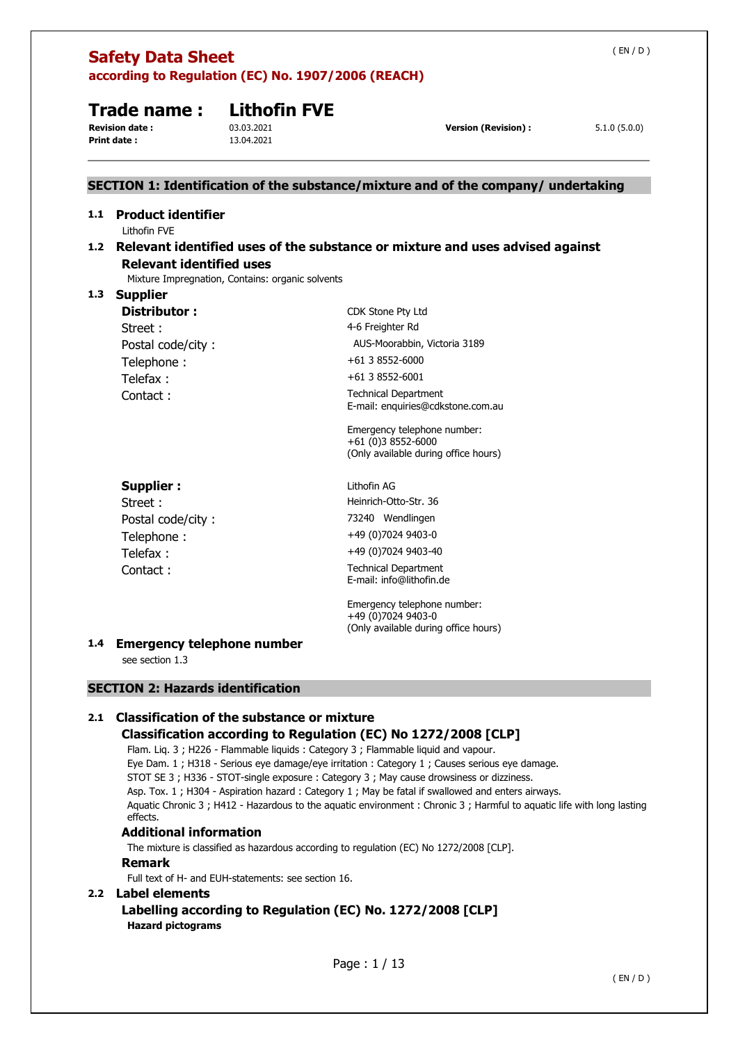# Safety Data Sheet
**according to Regulation (EC) No. 1907/2006 (REACH)**

## Trade name : Lithofin FVE

**Revision date :** 03.03.2021 **Version (Revision) :** 5.1.0 (5.0.0)
**Print date :** 13.04.2021

## SECTION 1: Identification of the substance/mixture and of the company/ undertaking

### 1.1 Product identifier

Lithofin FVE

### 1.2 Relevant identified uses of the substance or mixture and uses advised against

**Relevant identified uses**

Mixture Impregnation, Contains: organic solvents

### 1.3 Supplier

**Distributor :** CDK Stone Pty Ltd
Street : 4-6 Freighter Rd
Postal code/city : AUS-Moorabbin, Victoria 3189
Telephone : +61 3 8552-6000
Telefax : +61 3 8552-6001
Contact : Technical Department
E-mail: enquiries@cdkstone.com.au

Emergency telephone number:
+61 (0)3 8552-6000
(Only available during office hours)

**Supplier :** Lithofin AG
Street : Heinrich-Otto-Str. 36
Postal code/city : 73240 Wendlingen
Telephone : +49 (0)7024 9403-0
Telefax : +49 (0)7024 9403-40
Contact : Technical Department
E-mail: info@lithofin.de

Emergency telephone number:
+49 (0)7024 9403-0
(Only available during office hours)

### 1.4 Emergency telephone number

see section 1.3

## SECTION 2: Hazards identification

### 2.1 Classification of the substance or mixture

**Classification according to Regulation (EC) No 1272/2008 [CLP]**

Flam. Liq. 3 ; H226 - Flammable liquids : Category 3 ; Flammable liquid and vapour.
Eye Dam. 1 ; H318 - Serious eye damage/eye irritation : Category 1 ; Causes serious eye damage.
STOT SE 3 ; H336 - STOT-single exposure : Category 3 ; May cause drowsiness or dizziness.
Asp. Tox. 1 ; H304 - Aspiration hazard : Category 1 ; May be fatal if swallowed and enters airways.
Aquatic Chronic 3 ; H412 - Hazardous to the aquatic environment : Chronic 3 ; Harmful to aquatic life with long lasting effects.

**Additional information**

The mixture is classified as hazardous according to regulation (EC) No 1272/2008 [CLP].

**Remark**

Full text of H- and EUH-statements: see section 16.

### 2.2 Label elements

**Labelling according to Regulation (EC) No. 1272/2008 [CLP]**

**Hazard pictograms**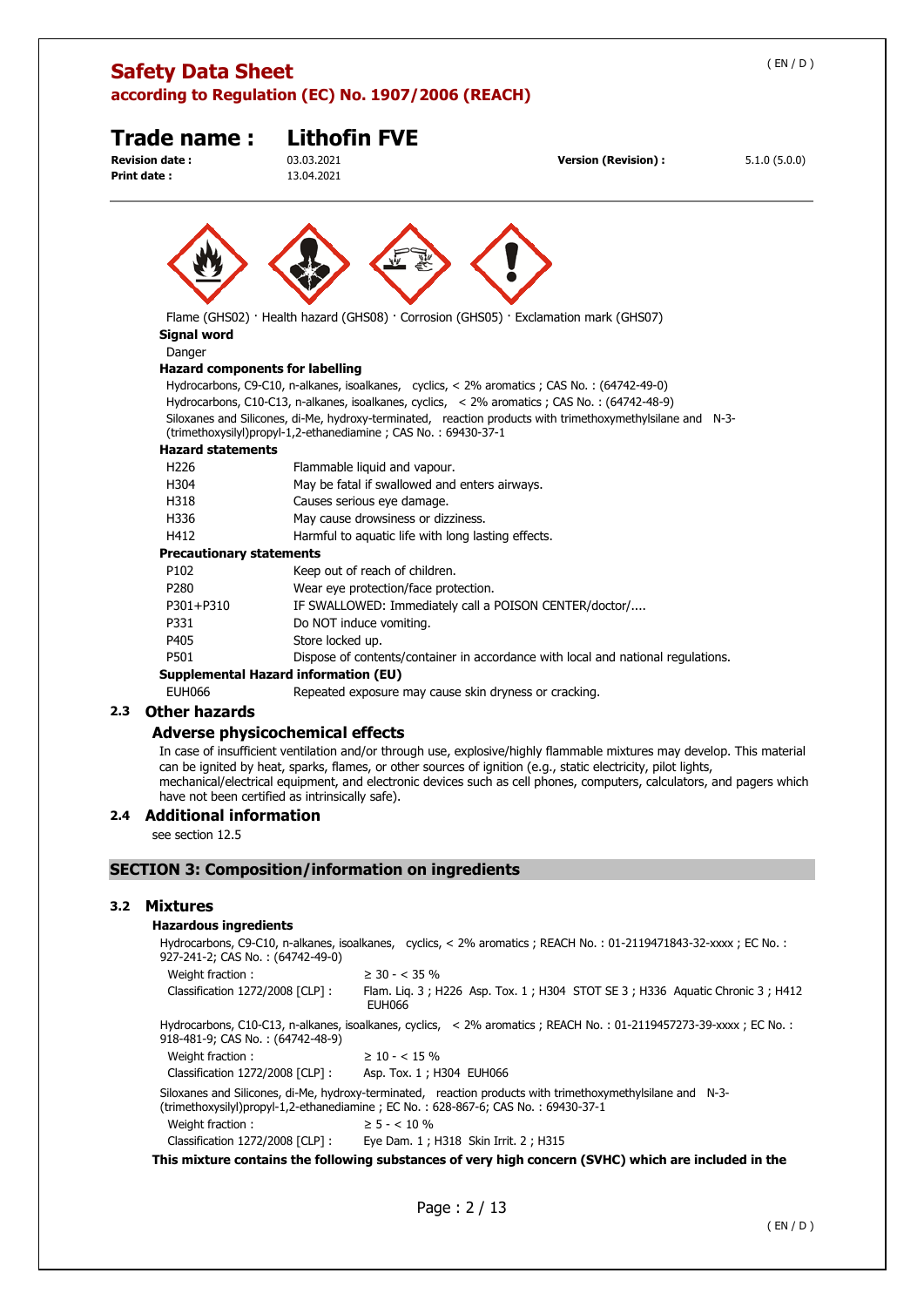Flame (GHS02) · Health hazard (GHS08) · Corrosion (GHS05) · Exclamation mark (GHS07)

**Signal word**

Danger

**Hazard components for labelling**

Hydrocarbons, C9-C10, n-alkanes, isoalkanes, cyclics, < 2% aromatics ; CAS No. : (64742-49-0)

Hydrocarbons, C10-C13, n-alkanes, isoalkanes, cyclics, < 2% aromatics ; CAS No. : (64742-48-9)

Siloxanes and Silicones, di-Me, hydroxy-terminated, reaction products with trimethoxymethylsilane and N-3-(trimethoxysilyl)propyl-1,2-ethanediamine ; CAS No. : 69430-37-1

**Hazard statements**

| | |
|---|---|
| H226 | Flammable liquid and vapour. |
| H304 | May be fatal if swallowed and enters airways. |
| H318 | Causes serious eye damage. |
| H336 | May cause drowsiness or dizziness. |
| H412 | Harmful to aquatic life with long lasting effects. |

**Precautionary statements**

| | |
|---|---|
| P102 | Keep out of reach of children. |
| P280 | Wear eye protection/face protection. |
| P301+P310 | IF SWALLOWED: Immediately call a POISON CENTER/doctor/.... |
| P331 | Do NOT induce vomiting. |
| P405 | Store locked up. |
| P501 | Dispose of contents/container in accordance with local and national regulations. |

**Supplemental Hazard information (EU)**

| | |
|---|---|
| EUH066 | Repeated exposure may cause skin dryness or cracking. |

## 2.3 Other hazards

### Adverse physicochemical effects

In case of insufficient ventilation and/or through use, explosive/highly flammable mixtures may develop. This material can be ignited by heat, sparks, flames, or other sources of ignition (e.g., static electricity, pilot lights, mechanical/electrical equipment, and electronic devices such as cell phones, computers, calculators, and pagers which have not been certified as intrinsically safe).

## 2.4 Additional information

see section 12.5

# SECTION 3: Composition/information on ingredients

## 3.2 Mixtures

### Hazardous ingredients

Hydrocarbons, C9-C10, n-alkanes, isoalkanes, cyclics, < 2% aromatics ; REACH No. : 01-2119471843-32-xxxx ; EC No. : 927-241-2; CAS No. : (64742-49-0)

| | |
|---|---|
| Weight fraction : | ≥ 30 - < 35 % |
| Classification 1272/2008 [CLP] : | Flam. Liq. 3 ; H226 Asp. Tox. 1 ; H304 STOT SE 3 ; H336 Aquatic Chronic 3 ; H412 EUH066 |

Hydrocarbons, C10-C13, n-alkanes, isoalkanes, cyclics, < 2% aromatics ; REACH No. : 01-2119457273-39-xxxx ; EC No. : 918-481-9; CAS No. : (64742-48-9)

| | |
|---|---|
| Weight fraction : | ≥ 10 - < 15 % |
| Classification 1272/2008 [CLP] : | Asp. Tox. 1 ; H304 EUH066 |

Siloxanes and Silicones, di-Me, hydroxy-terminated, reaction products with trimethoxymethylsilane and N-3-(trimethoxysilyl)propyl-1,2-ethanediamine ; EC No. : 628-867-6; CAS No. : 69430-37-1

| | |
|---|---|
| Weight fraction : | ≥ 5 - < 10 % |
| Classification 1272/2008 [CLP] : | Eye Dam. 1 ; H318 Skin Irrit. 2 ; H315 |

**This mixture contains the following substances of very high concern (SVHC) which are included in the**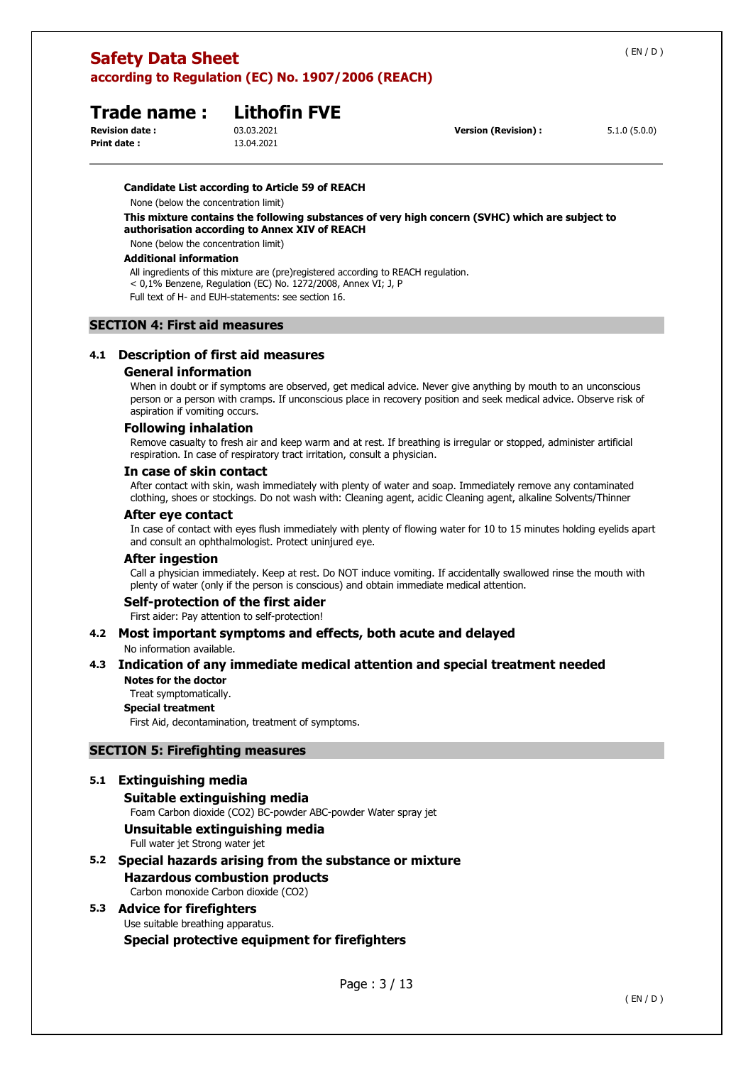**Candidate List according to Article 59 of REACH**

None (below the concentration limit)

**This mixture contains the following substances of very high concern (SVHC) which are subject to authorisation according to Annex XIV of REACH**

None (below the concentration limit)

**Additional information**

All ingredients of this mixture are (pre)registered according to REACH regulation.
< 0,1% Benzene, Regulation (EC) No. 1272/2008, Annex VI; J, P
Full text of H- and EUH-statements: see section 16.

## SECTION 4: First aid measures

### 4.1 Description of first aid measures

#### General information

When in doubt or if symptoms are observed, get medical advice. Never give anything by mouth to an unconscious person or a person with cramps. If unconscious place in recovery position and seek medical advice. Observe risk of aspiration if vomiting occurs.

#### Following inhalation

Remove casualty to fresh air and keep warm and at rest. If breathing is irregular or stopped, administer artificial respiration. In case of respiratory tract irritation, consult a physician.

#### In case of skin contact

After contact with skin, wash immediately with plenty of water and soap. Immediately remove any contaminated clothing, shoes or stockings. Do not wash with: Cleaning agent, acidic Cleaning agent, alkaline Solvents/Thinner

#### After eye contact

In case of contact with eyes flush immediately with plenty of flowing water for 10 to 15 minutes holding eyelids apart and consult an ophthalmologist. Protect uninjured eye.

#### After ingestion

Call a physician immediately. Keep at rest. Do NOT induce vomiting. If accidentally swallowed rinse the mouth with plenty of water (only if the person is conscious) and obtain immediate medical attention.

#### Self-protection of the first aider

First aider: Pay attention to self-protection!

### 4.2 Most important symptoms and effects, both acute and delayed

No information available.

### 4.3 Indication of any immediate medical attention and special treatment needed

**Notes for the doctor**

Treat symptomatically.

**Special treatment**

First Aid, decontamination, treatment of symptoms.

## SECTION 5: Firefighting measures

### 5.1 Extinguishing media

#### Suitable extinguishing media

Foam Carbon dioxide ($CO_2$) BC-powder ABC-powder Water spray jet

#### Unsuitable extinguishing media

Full water jet Strong water jet

### 5.2 Special hazards arising from the substance or mixture

#### Hazardous combustion products

Carbon monoxide Carbon dioxide ($CO_2$)

### 5.3 Advice for firefighters

Use suitable breathing apparatus.

#### Special protective equipment for firefighters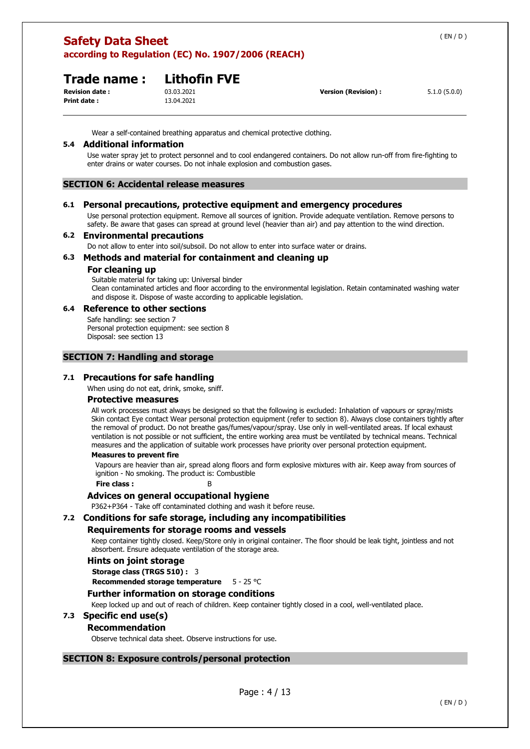Wear a self-contained breathing apparatus and chemical protective clothing.

### 5.4 Additional information

Use water spray jet to protect personnel and to cool endangered containers. Do not allow run-off from fire-fighting to enter drains or water courses. Do not inhale explosion and combustion gases.

## SECTION 6: Accidental release measures

### 6.1 Personal precautions, protective equipment and emergency procedures

Use personal protection equipment. Remove all sources of ignition. Provide adequate ventilation. Remove persons to safety. Be aware that gases can spread at ground level (heavier than air) and pay attention to the wind direction.

### 6.2 Environmental precautions

Do not allow to enter into soil/subsoil. Do not allow to enter into surface water or drains.

### 6.3 Methods and material for containment and cleaning up

#### For cleaning up

Suitable material for taking up: Universal binder
Clean contaminated articles and floor according to the environmental legislation. Retain contaminated washing water and dispose it. Dispose of waste according to applicable legislation.

### 6.4 Reference to other sections

Safe handling: see section 7
Personal protection equipment: see section 8
Disposal: see section 13

## SECTION 7: Handling and storage

### 7.1 Precautions for safe handling

When using do not eat, drink, smoke, sniff.

#### Protective measures

All work processes must always be designed so that the following is excluded: Inhalation of vapours or spray/mists Skin contact Eye contact Wear personal protection equipment (refer to section 8). Always close containers tightly after the removal of product. Do not breathe gas/fumes/vapour/spray. Use only in well-ventilated areas. If local exhaust ventilation is not possible or not sufficient, the entire working area must be ventilated by technical means. Technical measures and the application of suitable work processes have priority over personal protection equipment.

**Measures to prevent fire**

Vapours are heavier than air, spread along floors and form explosive mixtures with air. Keep away from sources of ignition - No smoking. The product is: Combustible

**Fire class :** B

#### Advices on general occupational hygiene

P362+P364 - Take off contaminated clothing and wash it before reuse.

### 7.2 Conditions for safe storage, including any incompatibilities

#### Requirements for storage rooms and vessels

Keep container tightly closed. Keep/Store only in original container. The floor should be leak tight, jointless and not absorbent. Ensure adequate ventilation of the storage area.

#### Hints on joint storage

**Storage class (TRGS 510) :** 3
**Recommended storage temperature** 5 - 25 °C

#### Further information on storage conditions

Keep locked up and out of reach of children. Keep container tightly closed in a cool, well-ventilated place.

### 7.3 Specific end use(s)

#### Recommendation

Observe technical data sheet. Observe instructions for use.

## SECTION 8: Exposure controls/personal protection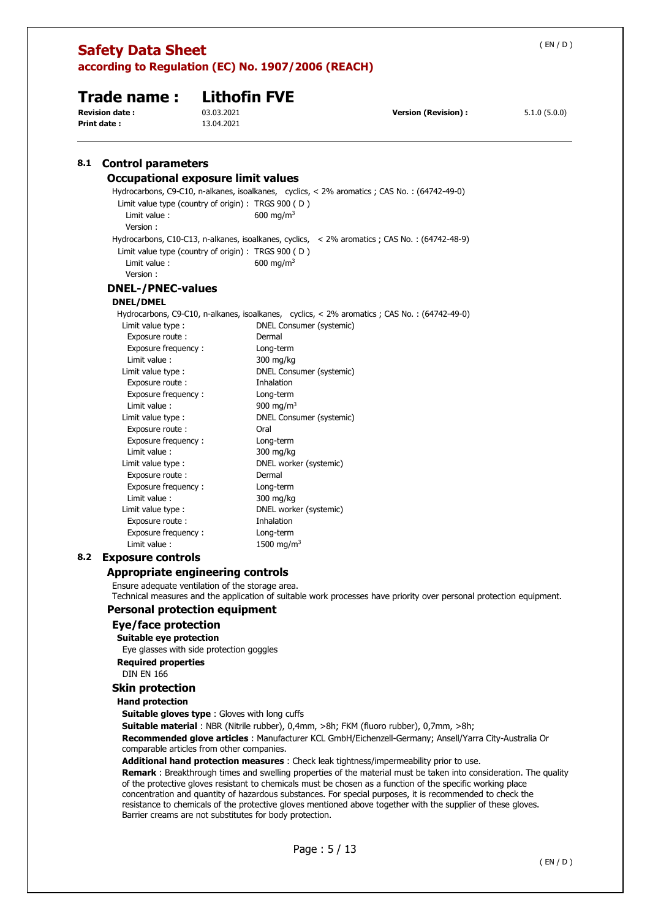## 8.1 Control parameters

### Occupational exposure limit values

Hydrocarbons, C9-C10, n-alkanes, isoalkanes, cyclics, < 2% aromatics ; CAS No. : (64742-49-0)

Limit value type (country of origin) : TRGS 900 ( D )
Limit value : 600 mg/m$^3$
Version :

Hydrocarbons, C10-C13, n-alkanes, isoalkanes, cyclics, < 2% aromatics ; CAS No. : (64742-48-9)

Limit value type (country of origin) : TRGS 900 ( D )
Limit value : 600 mg/m$^3$
Version :

### DNEL-/PNEC-values

#### DNEL/DMEL

Hydrocarbons, C9-C10, n-alkanes, isoalkanes, cyclics, < 2% aromatics ; CAS No. : (64742-49-0)

| | |
|---|---|
| Limit value type : | DNEL Consumer (systemic) |
| Exposure route : | Dermal |
| Exposure frequency : | Long-term |
| Limit value : | 300 mg/kg |
| Limit value type : | DNEL Consumer (systemic) |
| Exposure route : | Inhalation |
| Exposure frequency : | Long-term |
| Limit value : | 900 mg/m$^3$ |
| Limit value type : | DNEL Consumer (systemic) |
| Exposure route : | Oral |
| Exposure frequency : | Long-term |
| Limit value : | 300 mg/kg |
| Limit value type : | DNEL worker (systemic) |
| Exposure route : | Dermal |
| Exposure frequency : | Long-term |
| Limit value : | 300 mg/kg |
| Limit value type : | DNEL worker (systemic) |
| Exposure route : | Inhalation |
| Exposure frequency : | Long-term |
| Limit value : | 1500 mg/m$^3$ |

## 8.2 Exposure controls

### Appropriate engineering controls

Ensure adequate ventilation of the storage area.
Technical measures and the application of suitable work processes have priority over personal protection equipment.

### Personal protection equipment

#### Eye/face protection

**Suitable eye protection**

Eye glasses with side protection goggles

**Required properties**

DIN EN 166

#### Skin protection

**Hand protection**

**Suitable gloves type** : Gloves with long cuffs

**Suitable material** : NBR (Nitrile rubber), 0,4mm, >8h; FKM (fluoro rubber), 0,7mm, >8h;

**Recommended glove articles** : Manufacturer KCL GmbH/Eichenzell-Germany; Ansell/Yarra City-Australia Or comparable articles from other companies.

**Additional hand protection measures** : Check leak tightness/impermeability prior to use.

**Remark** : Breakthrough times and swelling properties of the material must be taken into consideration. The quality of the protective gloves resistant to chemicals must be chosen as a function of the specific working place concentration and quantity of hazardous substances. For special purposes, it is recommended to check the resistance to chemicals of the protective gloves mentioned above together with the supplier of these gloves. Barrier creams are not substitutes for body protection.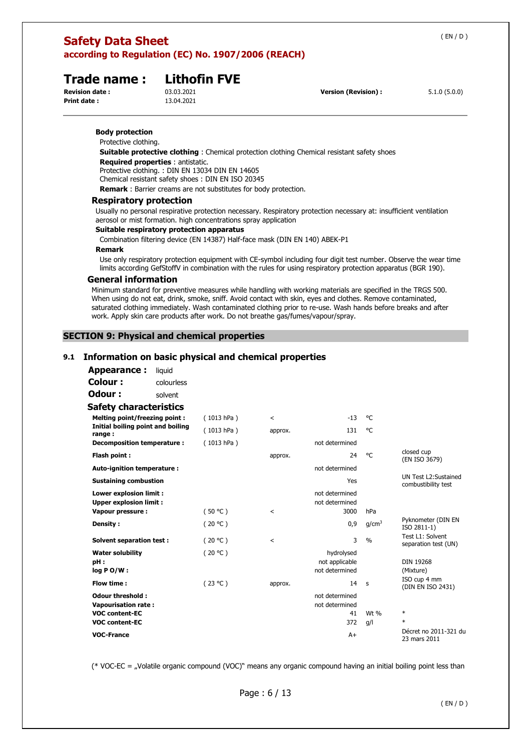#### Body protection

Protective clothing.

**Suitable protective clothing** : Chemical protection clothing Chemical resistant safety shoes

**Required properties** : antistatic.

Protective clothing. : DIN EN 13034 DIN EN 14605

Chemical resistant safety shoes : DIN EN ISO 20345

**Remark** : Barrier creams are not substitutes for body protection.

### Respiratory protection

Usually no personal respirative protection necessary. Respiratory protection necessary at: insufficient ventilation aerosol or mist formation. high concentrations spray application

**Suitable respiratory protection apparatus**

Combination filtering device (EN 14387) Half-face mask (DIN EN 140) ABEK-P1

**Remark**

Use only respiratory protection equipment with CE-symbol including four digit test number. Observe the wear time limits according GefStoffV in combination with the rules for using respiratory protection apparatus (BGR 190).

### General information

Minimum standard for preventive measures while handling with working materials are specified in the TRGS 500. When using do not eat, drink, smoke, sniff. Avoid contact with skin, eyes and clothes. Remove contaminated, saturated clothing immediately. Wash contaminated clothing prior to re-use. Wash hands before breaks and after work. Apply skin care products after work. Do not breathe gas/fumes/vapour/spray.

## SECTION 9: Physical and chemical properties

### 9.1 Information on basic physical and chemical properties

**Appearance :** liquid

**Colour :** colourless

**Odour :** solvent

#### Safety characteristics

| | | | | | |
|---|---|---|---|---|---|
| **Melting point/freezing point :** | ( 1013 hPa ) | < | -13 | °C | |
| **Initial boiling point and boiling range :** | ( 1013 hPa ) | approx. | 131 | °C | |
| **Decomposition temperature :** | ( 1013 hPa ) | | not determined | | |
| **Flash point :** | | approx. | 24 | °C | closed cup (EN ISO 3679) |
| **Auto-ignition temperature :** | | | not determined | | |
| **Sustaining combustion** | | | Yes | | UN Test L2:Sustained combustibility test |
| **Lower explosion limit :** | | | not determined | | |
| **Upper explosion limit :** | | | not determined | | |
| **Vapour pressure :** | ( 50 °C ) | < | 3000 | hPa | |
| **Density :** | ( 20 °C ) | | 0,9 | g/cm³ | Pyknometer (DIN EN ISO 2811-1) |
| **Solvent separation test :** | ( 20 °C ) | < | 3 | % | Test L1: Solvent separation test (UN) |
| **Water solubility** | ( 20 °C ) | | hydrolysed | | |
| **pH :** | | | not applicable | | DIN 19268 |
| **log P O/W :** | | | not determined | | (Mixture) |
| **Flow time :** | ( 23 °C ) | approx. | 14 | s | ISO cup 4 mm (DIN EN ISO 2431) |
| **Odour threshold :** | | | not determined | | |
| **Vapourisation rate :** | | | not determined | | |
| **VOC content-EC** | | | 41 | Wt % | * |
| **VOC content-EC** | | | 372 | g/l | * |
| **VOC-France** | | | A+ | | Décret no 2011-321 du 23 mars 2011 |

(* VOC-EC = „Volatile organic compound (VOC)" means any organic compound having an initial boiling point less than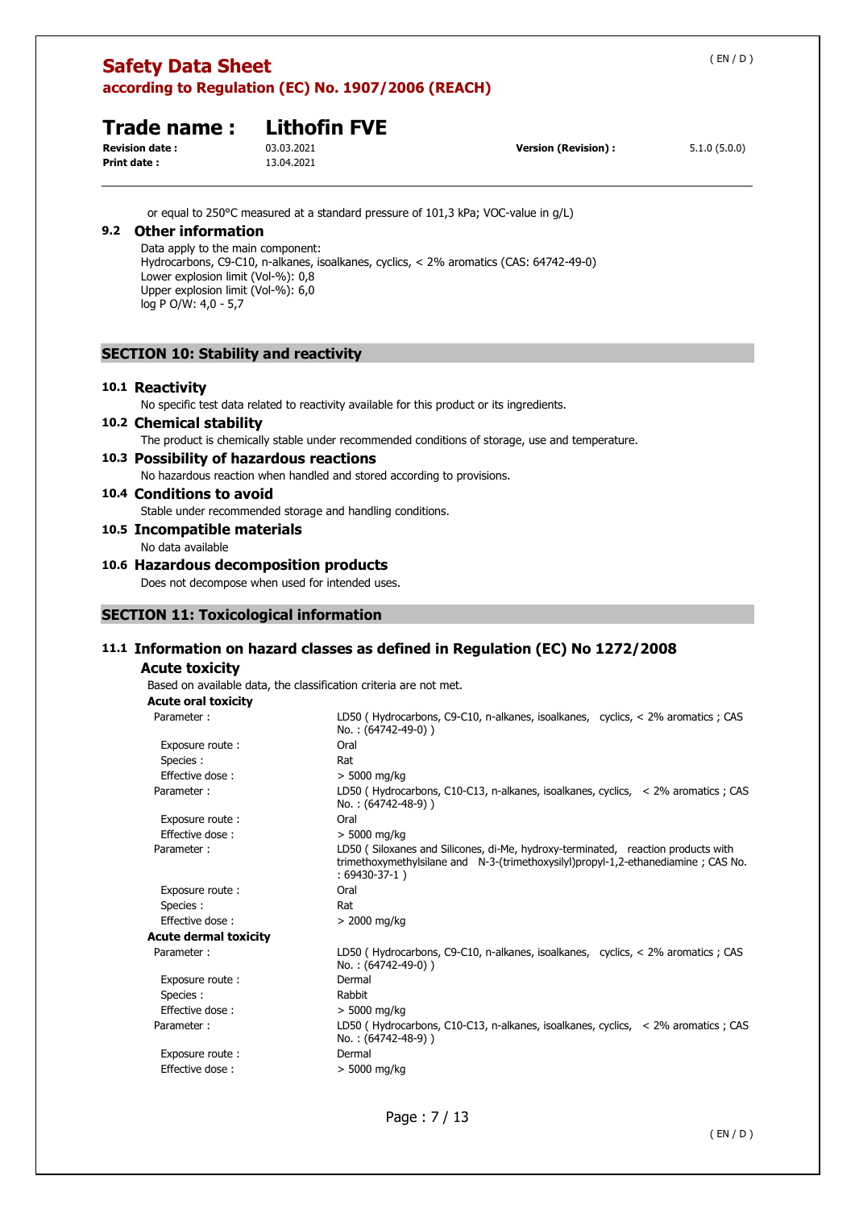or equal to 250°C measured at a standard pressure of 101,3 kPa; VOC-value in g/L)

### 9.2 Other information

Data apply to the main component:
Hydrocarbons, C9-C10, n-alkanes, isoalkanes, cyclics, < 2% aromatics (CAS: 64742-49-0)
Lower explosion limit (Vol-%): 0,8
Upper explosion limit (Vol-%): 6,0
log P O/W: 4,0 - 5,7

## SECTION 10: Stability and reactivity

### 10.1 Reactivity

No specific test data related to reactivity available for this product or its ingredients.

### 10.2 Chemical stability

The product is chemically stable under recommended conditions of storage, use and temperature.

### 10.3 Possibility of hazardous reactions

No hazardous reaction when handled and stored according to provisions.

### 10.4 Conditions to avoid

Stable under recommended storage and handling conditions.

### 10.5 Incompatible materials

No data available

### 10.6 Hazardous decomposition products

Does not decompose when used for intended uses.

## SECTION 11: Toxicological information

### 11.1 Information on hazard classes as defined in Regulation (EC) No 1272/2008

#### Acute toxicity

Based on available data, the classification criteria are not met.

**Acute oral toxicity**

| | |
|---|---|
| Parameter : | LD50 ( Hydrocarbons, C9-C10, n-alkanes, isoalkanes, cyclics, < 2% aromatics ; CAS No. : (64742-49-0) ) |
| Exposure route : | Oral |
| Species : | Rat |
| Effective dose : | > 5000 mg/kg |
| Parameter : | LD50 ( Hydrocarbons, C10-C13, n-alkanes, isoalkanes, cyclics, < 2% aromatics ; CAS No. : (64742-48-9) ) |
| Exposure route : | Oral |
| Effective dose : | > 5000 mg/kg |
| Parameter : | LD50 ( Siloxanes and Silicones, di-Me, hydroxy-terminated, reaction products with trimethoxymethylsilane and N-3-(trimethoxysilyl)propyl-1,2-ethanediamine ; CAS No. : 69430-37-1 ) |
| Exposure route : | Oral |
| Species : | Rat |
| Effective dose : | > 2000 mg/kg |

**Acute dermal toxicity**

| | |
|---|---|
| Parameter : | LD50 ( Hydrocarbons, C9-C10, n-alkanes, isoalkanes, cyclics, < 2% aromatics ; CAS No. : (64742-49-0) ) |
| Exposure route : | Dermal |
| Species : | Rabbit |
| Effective dose : | > 5000 mg/kg |
| Parameter : | LD50 ( Hydrocarbons, C10-C13, n-alkanes, isoalkanes, cyclics, < 2% aromatics ; CAS No. : (64742-48-9) ) |
| Exposure route : | Dermal |
| Effective dose : | > 5000 mg/kg |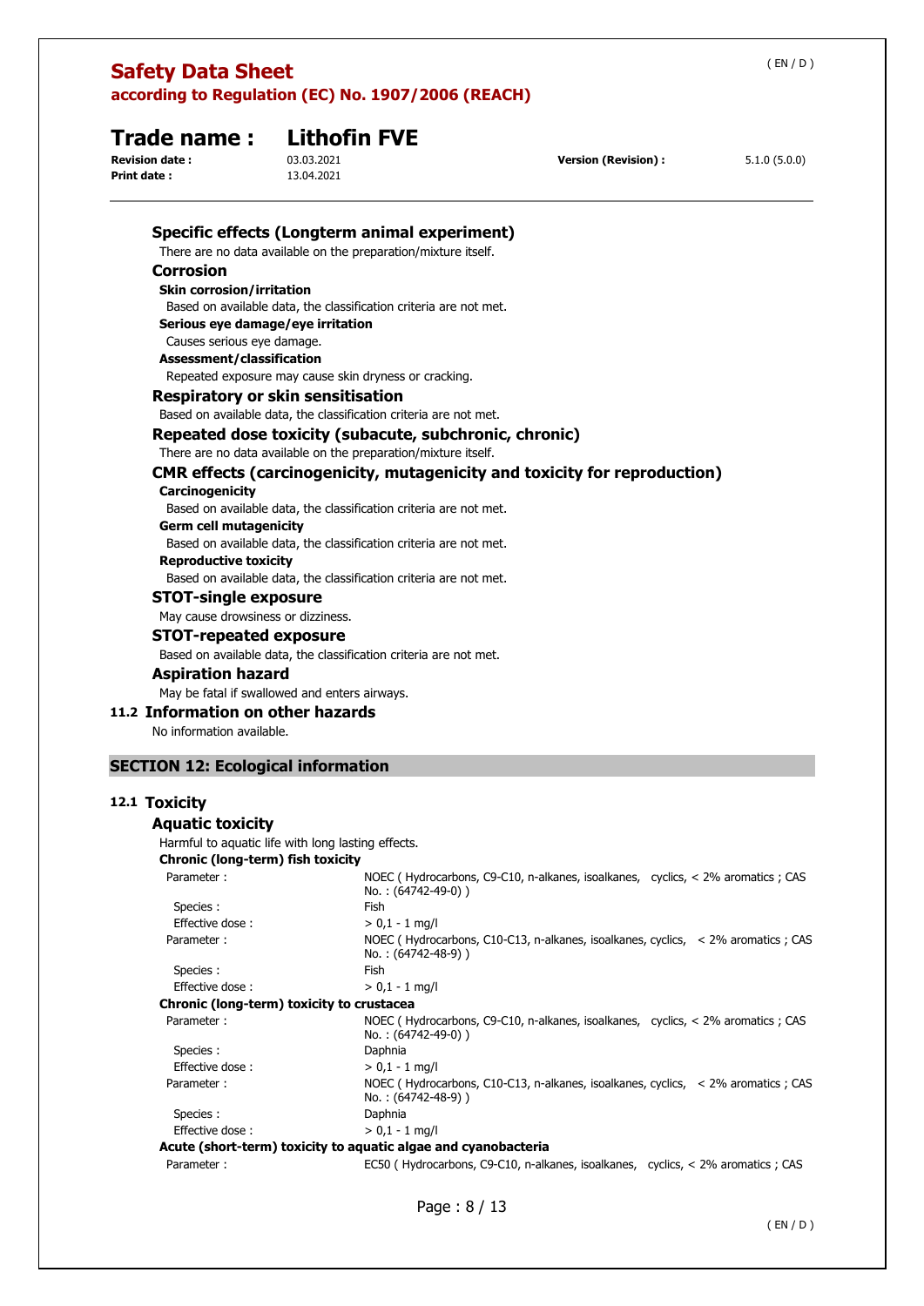### Specific effects (Longterm animal experiment)

There are no data available on the preparation/mixture itself.

### Corrosion

**Skin corrosion/irritation**

Based on available data, the classification criteria are not met.

**Serious eye damage/eye irritation**

Causes serious eye damage.

**Assessment/classification**

Repeated exposure may cause skin dryness or cracking.

### Respiratory or skin sensitisation

Based on available data, the classification criteria are not met.

### Repeated dose toxicity (subacute, subchronic, chronic)

There are no data available on the preparation/mixture itself.

### CMR effects (carcinogenicity, mutagenicity and toxicity for reproduction)

**Carcinogenicity**

Based on available data, the classification criteria are not met.

**Germ cell mutagenicity**

Based on available data, the classification criteria are not met.

**Reproductive toxicity**

Based on available data, the classification criteria are not met.

### STOT-single exposure

May cause drowsiness or dizziness.

### STOT-repeated exposure

Based on available data, the classification criteria are not met.

### Aspiration hazard

May be fatal if swallowed and enters airways.

## 11.2 Information on other hazards

No information available.

# SECTION 12: Ecological information

## 12.1 Toxicity

### Aquatic toxicity

Harmful to aquatic life with long lasting effects.

**Chronic (long-term) fish toxicity**

| | |
|---|---|
| Parameter : | NOEC ( Hydrocarbons, C9-C10, n-alkanes, isoalkanes, cyclics, < 2% aromatics ; CAS No. : (64742-49-0) ) |
| Species : | Fish |
| Effective dose : | > 0,1 - 1 mg/l |
| Parameter : | NOEC ( Hydrocarbons, C10-C13, n-alkanes, isoalkanes, cyclics, < 2% aromatics ; CAS No. : (64742-48-9) ) |
| Species : | Fish |
| Effective dose : | > 0,1 - 1 mg/l |

**Chronic (long-term) toxicity to crustacea**

| | |
|---|---|
| Parameter : | NOEC ( Hydrocarbons, C9-C10, n-alkanes, isoalkanes, cyclics, < 2% aromatics ; CAS No. : (64742-49-0) ) |
| Species : | Daphnia |
| Effective dose : | > 0,1 - 1 mg/l |
| Parameter : | NOEC ( Hydrocarbons, C10-C13, n-alkanes, isoalkanes, cyclics, < 2% aromatics ; CAS No. : (64742-48-9) ) |
| Species : | Daphnia |
| Effective dose : | > 0,1 - 1 mg/l |

**Acute (short-term) toxicity to aquatic algae and cyanobacteria**

| | |
|---|---|
| Parameter : | EC50 ( Hydrocarbons, C9-C10, n-alkanes, isoalkanes, cyclics, < 2% aromatics ; CAS |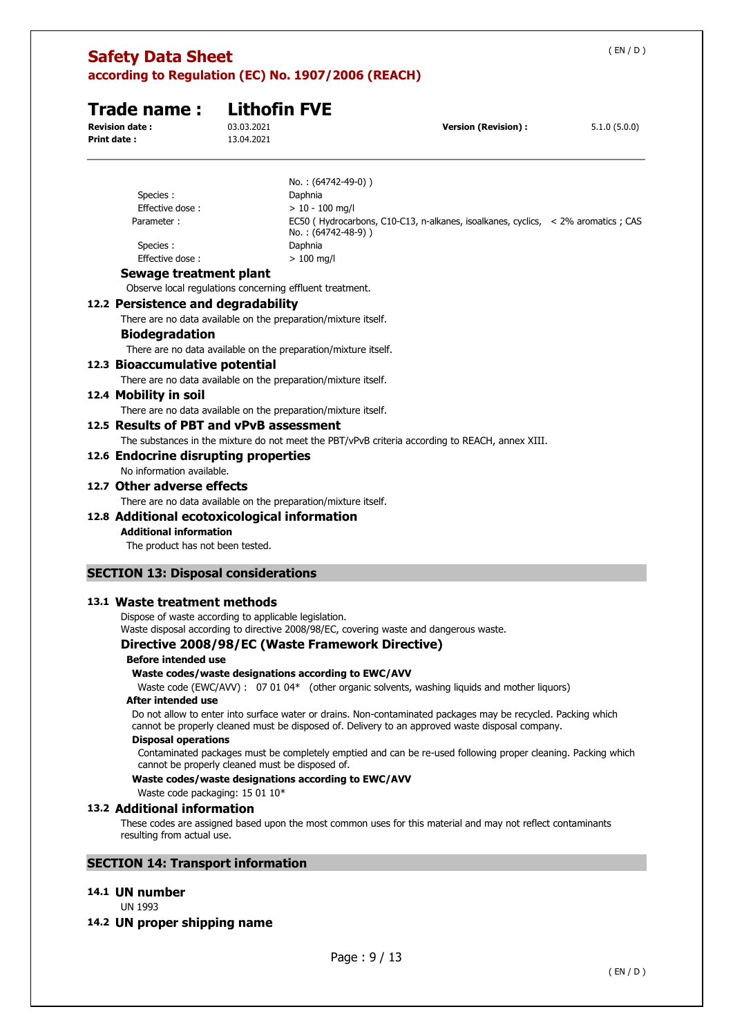No. : (64742-49-0) )

Species : Daphnia
Effective dose : > 10 - 100 mg/l
Parameter : EC50 ( Hydrocarbons, C10-C13, n-alkanes, isoalkanes, cyclics, < 2% aromatics ; CAS No. : (64742-48-9) )
Species : Daphnia
Effective dose : > 100 mg/l

### Sewage treatment plant

Observe local regulations concerning effluent treatment.

## 12.2 Persistence and degradability

There are no data available on the preparation/mixture itself.

### Biodegradation

There are no data available on the preparation/mixture itself.

## 12.3 Bioaccumulative potential

There are no data available on the preparation/mixture itself.

## 12.4 Mobility in soil

There are no data available on the preparation/mixture itself.

## 12.5 Results of PBT and vPvB assessment

The substances in the mixture do not meet the PBT/vPvB criteria according to REACH, annex XIII.

## 12.6 Endocrine disrupting properties

No information available.

## 12.7 Other adverse effects

There are no data available on the preparation/mixture itself.

## 12.8 Additional ecotoxicological information

**Additional information**

The product has not been tested.

# SECTION 13: Disposal considerations

## 13.1 Waste treatment methods

Dispose of waste according to applicable legislation.
Waste disposal according to directive 2008/98/EC, covering waste and dangerous waste.

### Directive 2008/98/EC (Waste Framework Directive)

**Before intended use**

**Waste codes/waste designations according to EWC/AVV**

Waste code (EWC/AVV) : 07 01 04* (other organic solvents, washing liquids and mother liquors)

**After intended use**

Do not allow to enter into surface water or drains. Non-contaminated packages may be recycled. Packing which cannot be properly cleaned must be disposed of. Delivery to an approved waste disposal company.

**Disposal operations**

Contaminated packages must be completely emptied and can be re-used following proper cleaning. Packing which cannot be properly cleaned must be disposed of.

**Waste codes/waste designations according to EWC/AVV**

Waste code packaging: 15 01 10*

## 13.2 Additional information

These codes are assigned based upon the most common uses for this material and may not reflect contaminants resulting from actual use.

# SECTION 14: Transport information

## 14.1 UN number

UN 1993

## 14.2 UN proper shipping name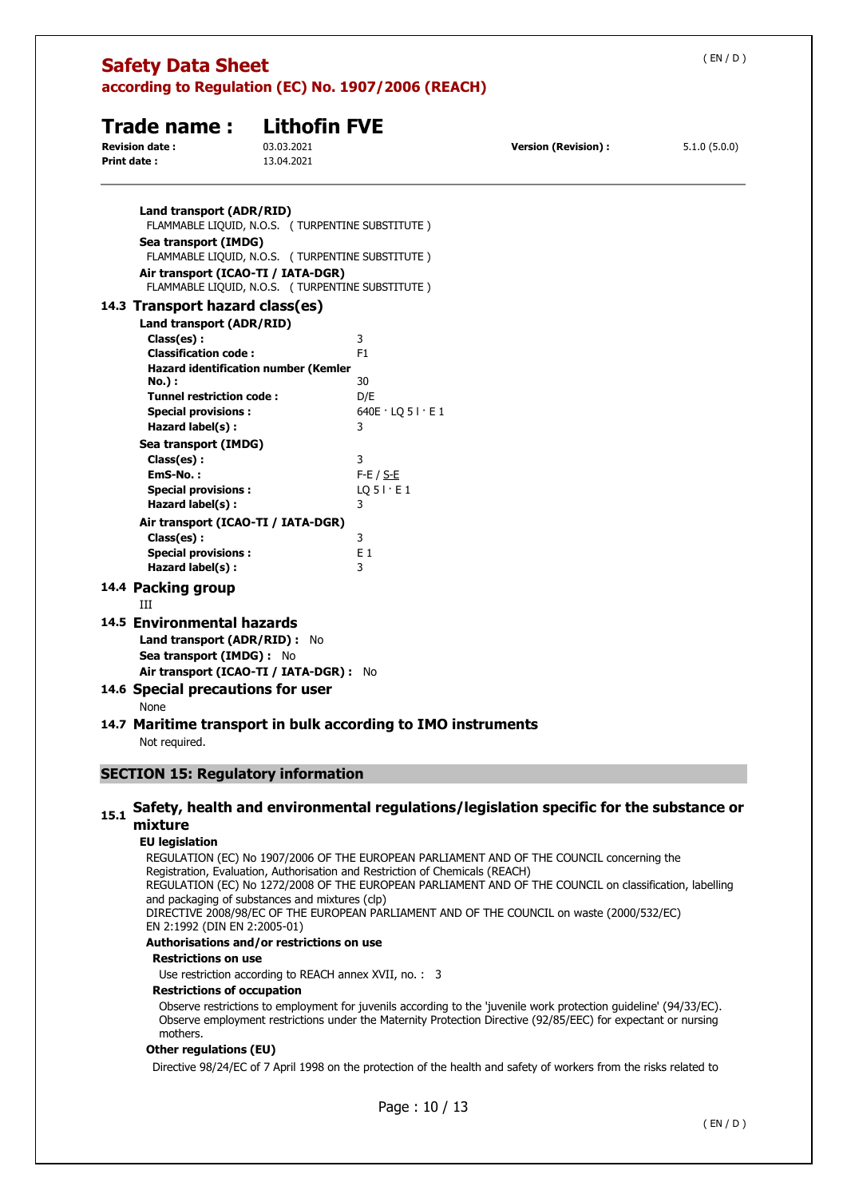**Land transport (ADR/RID)**

FLAMMABLE LIQUID, N.O.S. ( TURPENTINE SUBSTITUTE )

**Sea transport (IMDG)**

FLAMMABLE LIQUID, N.O.S. ( TURPENTINE SUBSTITUTE )

**Air transport (ICAO-TI / IATA-DGR)**

FLAMMABLE LIQUID, N.O.S. ( TURPENTINE SUBSTITUTE )

## 14.3 Transport hazard class(es)

**Land transport (ADR/RID)**

| | |
|---|---|
| **Class(es) :** | 3 |
| **Classification code :** | F1 |
| **Hazard identification number (Kemler No.) :** | 30 |
| **Tunnel restriction code :** | D/E |
| **Special provisions :** | 640E · LQ 5 l · E 1 |
| **Hazard label(s) :** | 3 |

**Sea transport (IMDG)**

| | |
|---|---|
| **Class(es) :** | 3 |
| **EmS-No. :** | F-E / S-E |
| **Special provisions :** | LQ 5 l · E 1 |
| **Hazard label(s) :** | 3 |

**Air transport (ICAO-TI / IATA-DGR)**

| | |
|---|---|
| **Class(es) :** | 3 |
| **Special provisions :** | E 1 |
| **Hazard label(s) :** | 3 |

## 14.4 Packing group

III

## 14.5 Environmental hazards

**Land transport (ADR/RID) :** No

**Sea transport (IMDG) :** No

**Air transport (ICAO-TI / IATA-DGR) :** No

## 14.6 Special precautions for user

None

## 14.7 Maritime transport in bulk according to IMO instruments

Not required.

# SECTION 15: Regulatory information

## 15.1 Safety, health and environmental regulations/legislation specific for the substance or mixture

**EU legislation**

REGULATION (EC) No 1907/2006 OF THE EUROPEAN PARLIAMENT AND OF THE COUNCIL concerning the Registration, Evaluation, Authorisation and Restriction of Chemicals (REACH)

REGULATION (EC) No 1272/2008 OF THE EUROPEAN PARLIAMENT AND OF THE COUNCIL on classification, labelling and packaging of substances and mixtures (clp)

DIRECTIVE 2008/98/EC OF THE EUROPEAN PARLIAMENT AND OF THE COUNCIL on waste (2000/532/EC)

EN 2:1992 (DIN EN 2:2005-01)

**Authorisations and/or restrictions on use**

**Restrictions on use**

Use restriction according to REACH annex XVII, no. : 3

**Restrictions of occupation**

Observe restrictions to employment for juvenils according to the 'juvenile work protection guideline' (94/33/EC). Observe employment restrictions under the Maternity Protection Directive (92/85/EEC) for expectant or nursing mothers.

**Other regulations (EU)**

Directive 98/24/EC of 7 April 1998 on the protection of the health and safety of workers from the risks related to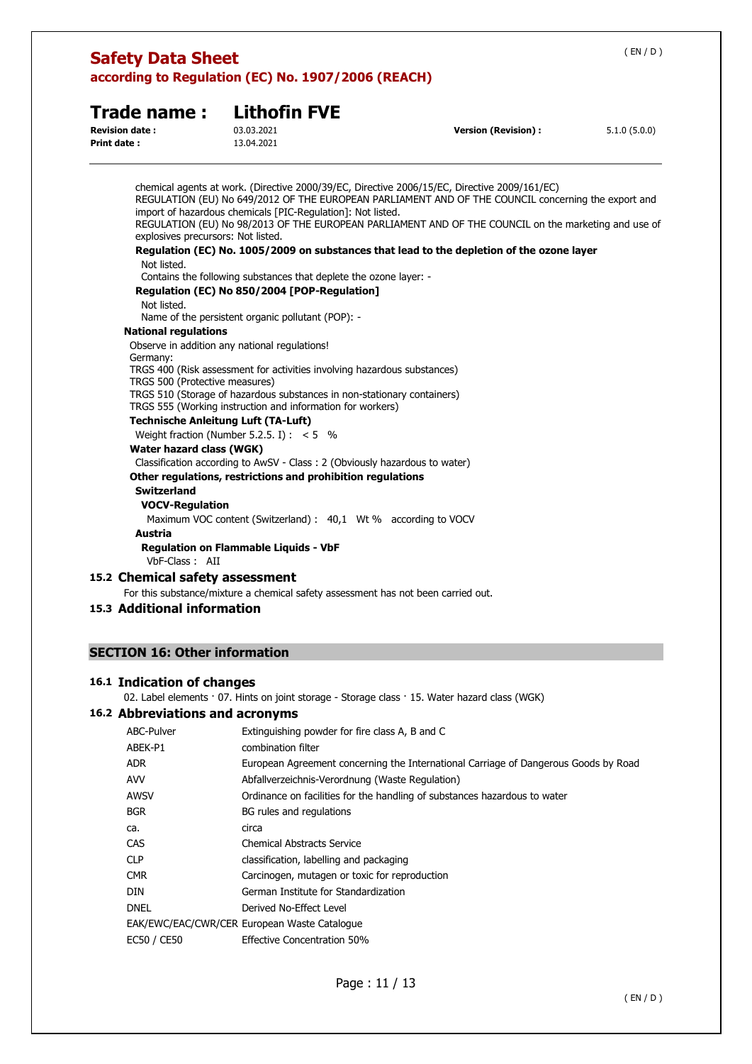chemical agents at work. (Directive 2000/39/EC, Directive 2006/15/EC, Directive 2009/161/EC)
REGULATION (EU) No 649/2012 OF THE EUROPEAN PARLIAMENT AND OF THE COUNCIL concerning the export and import of hazardous chemicals [PIC-Regulation]: Not listed.
REGULATION (EU) No 98/2013 OF THE EUROPEAN PARLIAMENT AND OF THE COUNCIL on the marketing and use of explosives precursors: Not listed.

**Regulation (EC) No. 1005/2009 on substances that lead to the depletion of the ozone layer**

Not listed.
Contains the following substances that deplete the ozone layer: -

**Regulation (EC) No 850/2004 [POP-Regulation]**

Not listed.
Name of the persistent organic pollutant (POP): -

**National regulations**

Observe in addition any national regulations!
Germany:
TRGS 400 (Risk assessment for activities involving hazardous substances)
TRGS 500 (Protective measures)
TRGS 510 (Storage of hazardous substances in non-stationary containers)
TRGS 555 (Working instruction and information for workers)

**Technische Anleitung Luft (TA-Luft)**

Weight fraction (Number 5.2.5. I) : < 5 %

**Water hazard class (WGK)**

Classification according to AwSV - Class : 2 (Obviously hazardous to water)

**Other regulations, restrictions and prohibition regulations**

**Switzerland**

**VOCV-Regulation**

Maximum VOC content (Switzerland) : 40,1 Wt % according to VOCV

**Austria**

**Regulation on Flammable Liquids - VbF**

VbF-Class : AII

## 15.2 Chemical safety assessment

For this substance/mixture a chemical safety assessment has not been carried out.

## 15.3 Additional information

## SECTION 16: Other information

## 16.1 Indication of changes

02. Label elements · 07. Hints on joint storage - Storage class · 15. Water hazard class (WGK)

## 16.2 Abbreviations and acronyms

| | |
|---|---|
| ABC-Pulver | Extinguishing powder for fire class A, B and C |
| ABEK-P1 | combination filter |
| ADR | European Agreement concerning the International Carriage of Dangerous Goods by Road |
| AVV | Abfallverzeichnis-Verordnung (Waste Regulation) |
| AWSV | Ordinance on facilities for the handling of substances hazardous to water |
| BGR | BG rules and regulations |
| ca. | circa |
| CAS | Chemical Abstracts Service |
| CLP | classification, labelling and packaging |
| CMR | Carcinogen, mutagen or toxic for reproduction |
| DIN | German Institute for Standardization |
| DNEL | Derived No-Effect Level |
| EAK/EWC/EAC/CWR/CER | European Waste Catalogue |
| EC50 / CE50 | Effective Concentration 50% |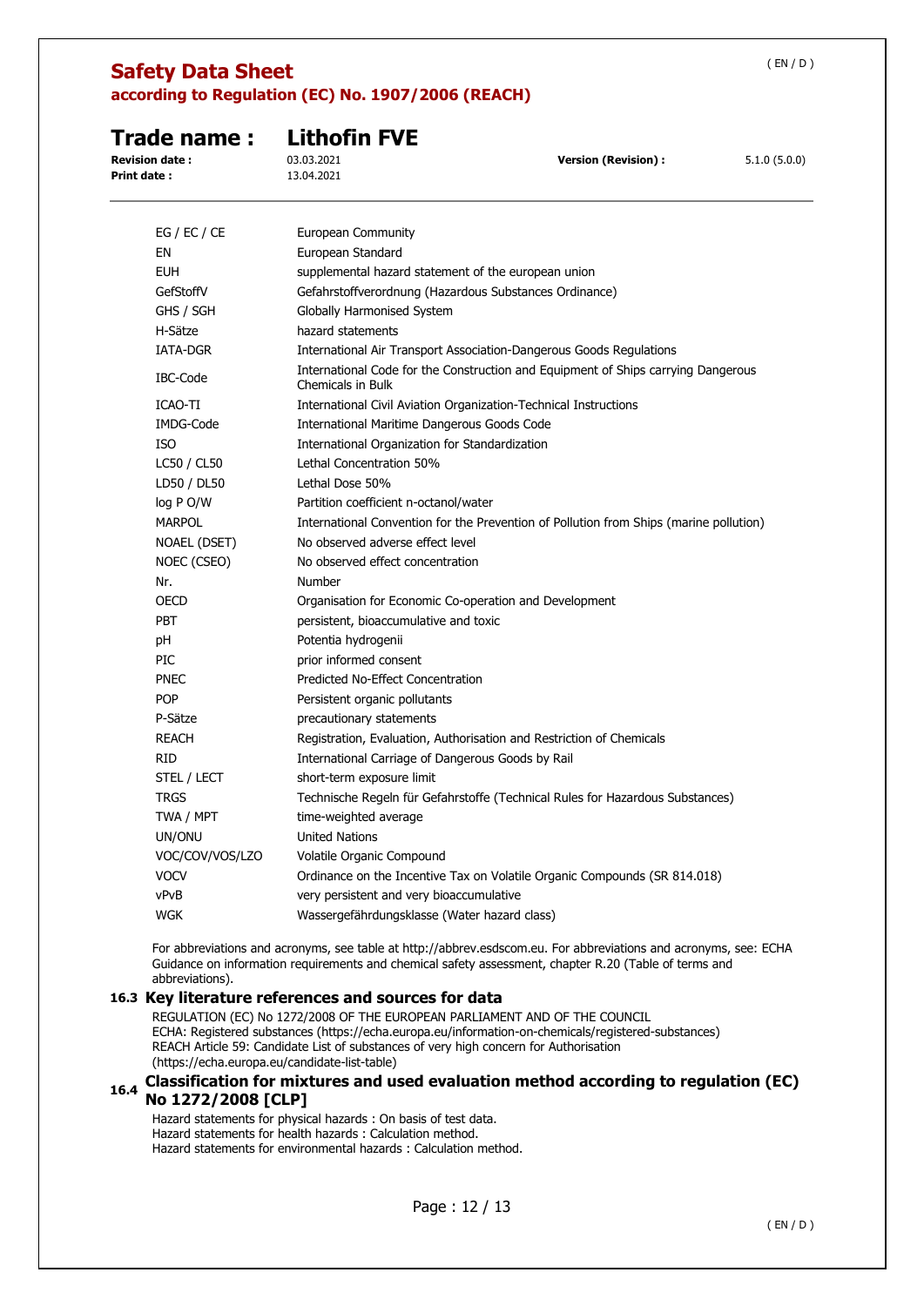| | |
|---|---|
| EG / EC / CE | European Community |
| EN | European Standard |
| EUH | supplemental hazard statement of the european union |
| GefStoffV | Gefahrstoffverordnung (Hazardous Substances Ordinance) |
| GHS / SGH | Globally Harmonised System |
| H-Sätze | hazard statements |
| IATA-DGR | International Air Transport Association-Dangerous Goods Regulations |
| IBC-Code | International Code for the Construction and Equipment of Ships carrying Dangerous Chemicals in Bulk |
| ICAO-TI | International Civil Aviation Organization-Technical Instructions |
| IMDG-Code | International Maritime Dangerous Goods Code |
| ISO | International Organization for Standardization |
| LC50 / CL50 | Lethal Concentration 50% |
| LD50 / DL50 | Lethal Dose 50% |
| log P O/W | Partition coefficient n-octanol/water |
| MARPOL | International Convention for the Prevention of Pollution from Ships (marine pollution) |
| NOAEL (DSET) | No observed adverse effect level |
| NOEC (CSEO) | No observed effect concentration |
| Nr. | Number |
| OECD | Organisation for Economic Co-operation and Development |
| PBT | persistent, bioaccumulative and toxic |
| pH | Potentia hydrogenii |
| PIC | prior informed consent |
| PNEC | Predicted No-Effect Concentration |
| POP | Persistent organic pollutants |
| P-Sätze | precautionary statements |
| REACH | Registration, Evaluation, Authorisation and Restriction of Chemicals |
| RID | International Carriage of Dangerous Goods by Rail |
| STEL / LECT | short-term exposure limit |
| TRGS | Technische Regeln für Gefahrstoffe (Technical Rules for Hazardous Substances) |
| TWA / MPT | time-weighted average |
| UN/ONU | United Nations |
| VOC/COV/VOS/LZO | Volatile Organic Compound |
| VOCV | Ordinance on the Incentive Tax on Volatile Organic Compounds (SR 814.018) |
| vPvB | very persistent and very bioaccumulative |
| WGK | Wassergefährdungsklasse (Water hazard class) |

For abbreviations and acronyms, see table at http://abbrev.esdscom.eu. For abbreviations and acronyms, see: ECHA Guidance on information requirements and chemical safety assessment, chapter R.20 (Table of terms and abbreviations).

## 16.3 Key literature references and sources for data

REGULATION (EC) No 1272/2008 OF THE EUROPEAN PARLIAMENT AND OF THE COUNCIL
ECHA: Registered substances (https://echa.europa.eu/information-on-chemicals/registered-substances)
REACH Article 59: Candidate List of substances of very high concern for Authorisation (https://echa.europa.eu/candidate-list-table)

## 16.4 Classification for mixtures and used evaluation method according to regulation (EC) No 1272/2008 [CLP]

Hazard statements for physical hazards : On basis of test data.
Hazard statements for health hazards : Calculation method.
Hazard statements for environmental hazards : Calculation method.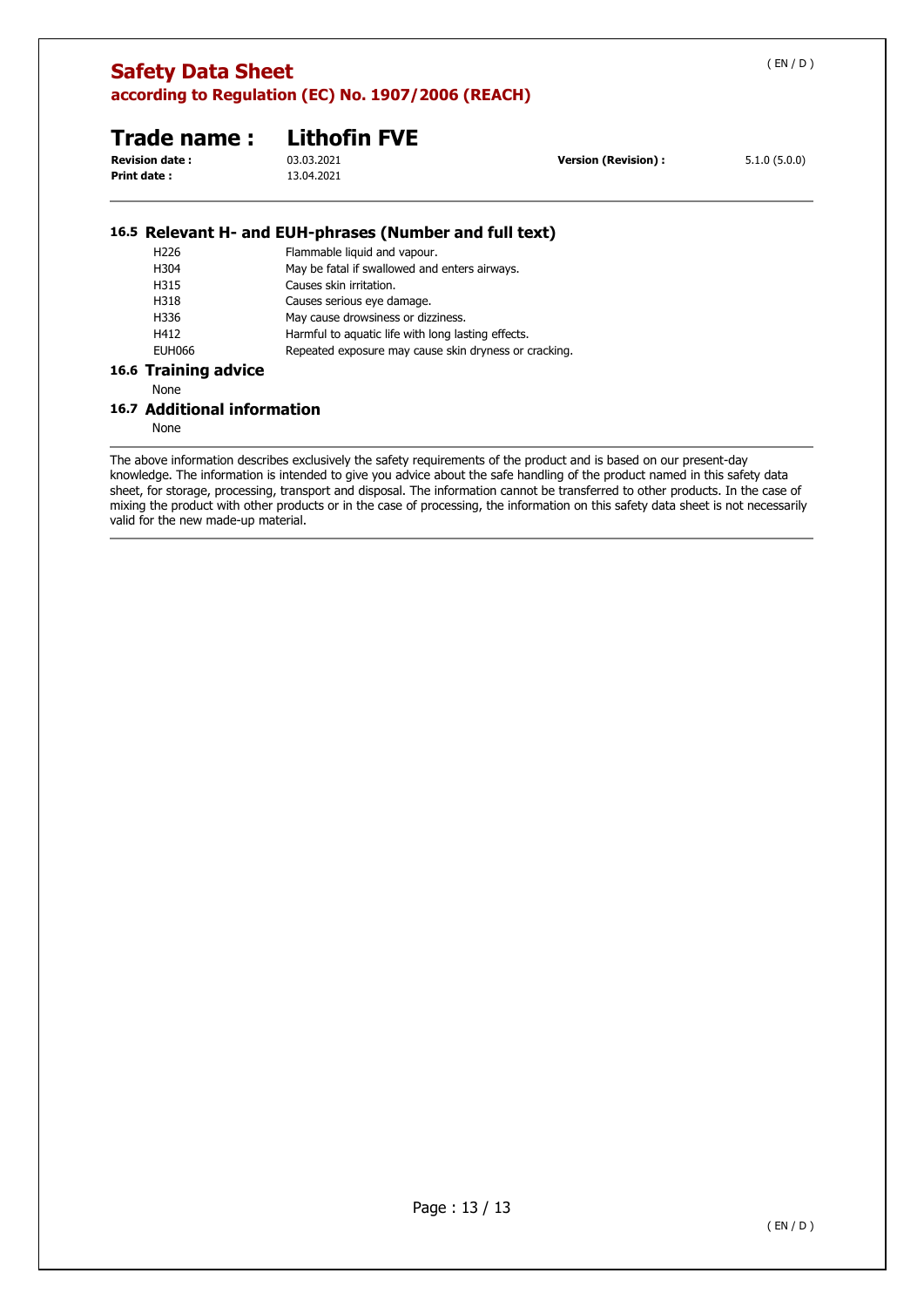## 16.5 Relevant H- and EUH-phrases (Number and full text)

| | |
|---|---|
| H226 | Flammable liquid and vapour. |
| H304 | May be fatal if swallowed and enters airways. |
| H315 | Causes skin irritation. |
| H318 | Causes serious eye damage. |
| H336 | May cause drowsiness or dizziness. |
| H412 | Harmful to aquatic life with long lasting effects. |
| EUH066 | Repeated exposure may cause skin dryness or cracking. |

## 16.6 Training advice

None

## 16.7 Additional information

None

---

The above information describes exclusively the safety requirements of the product and is based on our present-day knowledge. The information is intended to give you advice about the safe handling of the product named in this safety data sheet, for storage, processing, transport and disposal. The information cannot be transferred to other products. In the case of mixing the product with other products or in the case of processing, the information on this safety data sheet is not necessarily valid for the new made-up material.